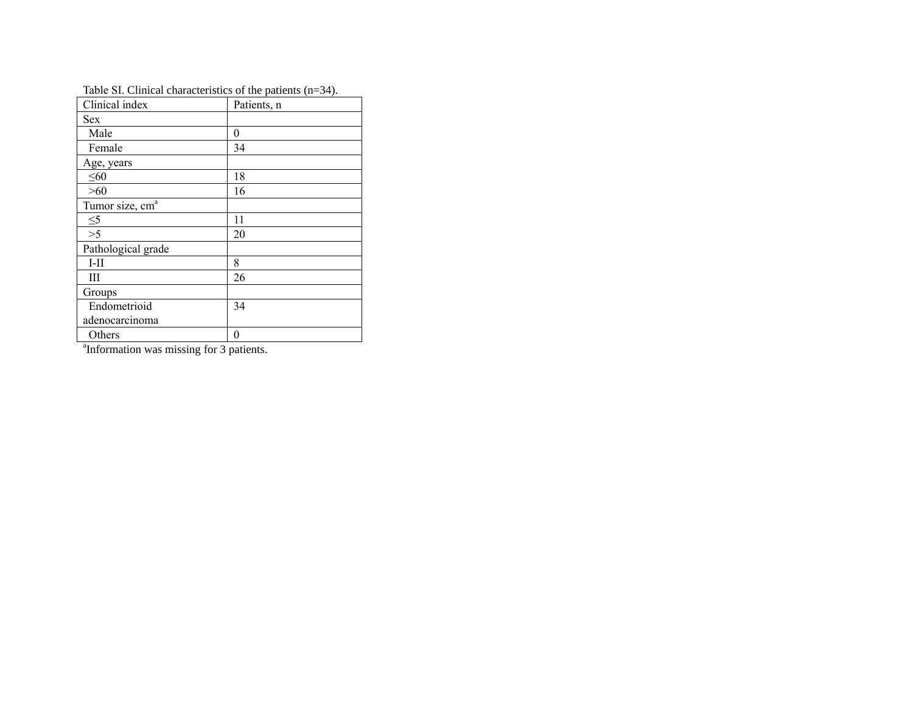Table SI. Clinical characteristics of the patients (n=34).

| Clinical index | Patients, n |
|---|---|
| Sex | |
| Male | 0 |
| Female | 34 |
| Age, years | |
| ≤60 | 18 |
| >60 | 16 |
| Tumor size, cm[a] | |
| ≤5 | 11 |
| >5 | 20 |
| Pathological grade | |
| I-II | 8 |
| III | 26 |
| Groups | |
| Endometrioid adenocarcinoma | 34 |
| Others | 0 |

[a]Information was missing for 3 patients.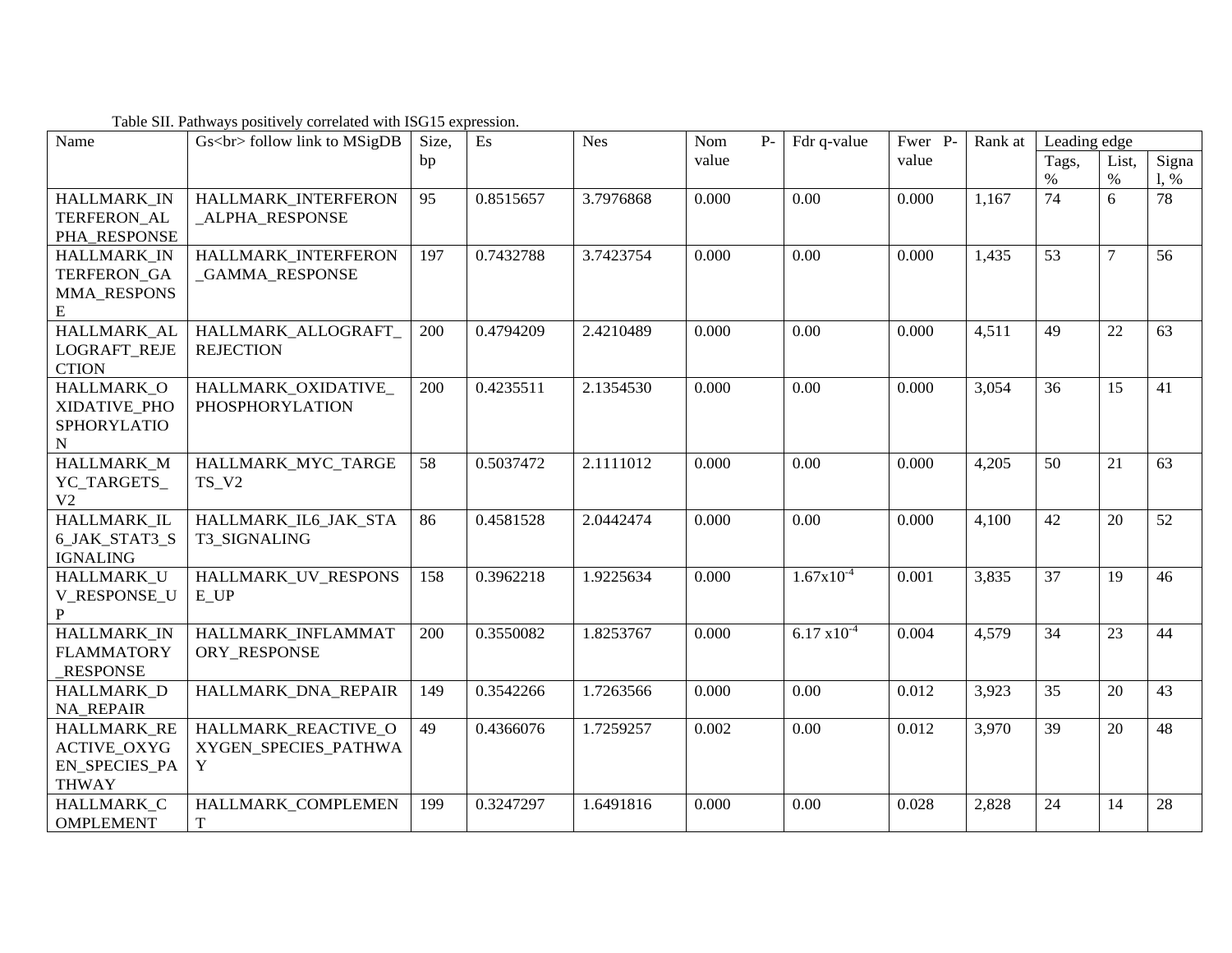Table SII. Pathways positively correlated with ISG15 expression.

| Name | Gs<br> follow link to MSigDB | Size, bp | Es | Nes | Nom P-value | Fdr q-value | Fwer P-value | Rank at | Leading edge | | |
|---|---|---|---|---|---|---|---|---|---|---|---|
| | | | | | | | | | Tags, % | List, % | Signal, % |
| HALLMARK_INTERFERON_ALPHA_RESPONSE | HALLMARK_INTERFERON_ALPHA_RESPONSE | 95 | 0.8515657 | 3.7976868 | 0.000 | 0.00 | 0.000 | 1,167 | 74 | 6 | 78 |
| HALLMARK_INTERFERON_GAMMA_RESPONSE | HALLMARK_INTERFERON_GAMMA_RESPONSE | 197 | 0.7432788 | 3.7423754 | 0.000 | 0.00 | 0.000 | 1,435 | 53 | 7 | 56 |
| HALLMARK_ALLOGRAFT_REJECTION | HALLMARK_ALLOGRAFT_REJECTION | 200 | 0.4794209 | 2.4210489 | 0.000 | 0.00 | 0.000 | 4,511 | 49 | 22 | 63 |
| HALLMARK_OXIDATIVE_PHOSPHORYLATION | HALLMARK_OXIDATIVE_PHOSPHORYLATION | 200 | 0.4235511 | 2.1354530 | 0.000 | 0.00 | 0.000 | 3,054 | 36 | 15 | 41 |
| HALLMARK_MYC_TARGETS_V2 | HALLMARK_MYC_TARGETS_V2 | 58 | 0.5037472 | 2.1111012 | 0.000 | 0.00 | 0.000 | 4,205 | 50 | 21 | 63 |
| HALLMARK_IL6_JAK_STAT3_SIGNALING | HALLMARK_IL6_JAK_STAT3_SIGNALING | 86 | 0.4581528 | 2.0442474 | 0.000 | 0.00 | 0.000 | 4,100 | 42 | 20 | 52 |
| HALLMARK_UV_RESPONSE_UP | HALLMARK_UV_RESPONSE_UP | 158 | 0.3962218 | 1.9225634 | 0.000 | $1.67x10^{-4}$ | 0.001 | 3,835 | 37 | 19 | 46 |
| HALLMARK_INFLAMMATORY_RESPONSE | HALLMARK_INFLAMMATORY_RESPONSE | 200 | 0.3550082 | 1.8253767 | 0.000 | $6.17 x10^{-4}$ | 0.004 | 4,579 | 34 | 23 | 44 |
| HALLMARK_DNA_REPAIR | HALLMARK_DNA_REPAIR | 149 | 0.3542266 | 1.7263566 | 0.000 | 0.00 | 0.012 | 3,923 | 35 | 20 | 43 |
| HALLMARK_REACTIVE_OXYGEN_SPECIES_PATHWAY | HALLMARK_REACTIVE_OXYGEN_SPECIES_PATHWAY | 49 | 0.4366076 | 1.7259257 | 0.002 | 0.00 | 0.012 | 3,970 | 39 | 20 | 48 |
| HALLMARK_COMPLEMENT | HALLMARK_COMPLEMENT | 199 | 0.3247297 | 1.6491816 | 0.000 | 0.00 | 0.028 | 2,828 | 24 | 14 | 28 |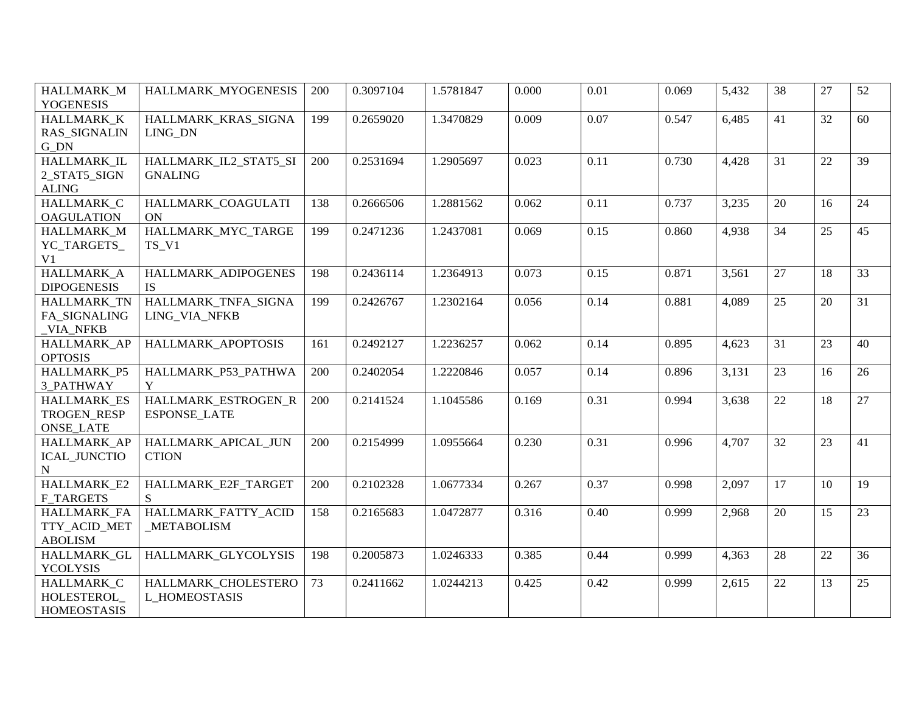| HALLMARK_MYOGENESIS | HALLMARK_MYOGENESIS | 200 | 0.3097104 | 1.5781847 | 0.000 | 0.01 | 0.069 | 5,432 | 38 | 27 | 52 |
|---|---|---|---|---|---|---|---|---|---|---|---|
| HALLMARK_KRAS_SIGNALING_DN | HALLMARK_KRAS_SIGNALING_DN | 199 | 0.2659020 | 1.3470829 | 0.009 | 0.07 | 0.547 | 6,485 | 41 | 32 | 60 |
| HALLMARK_IL2_STAT5_SIGNALING | HALLMARK_IL2_STAT5_SIGNALING | 200 | 0.2531694 | 1.2905697 | 0.023 | 0.11 | 0.730 | 4,428 | 31 | 22 | 39 |
| HALLMARK_COAGULATION | HALLMARK_COAGULATION | 138 | 0.2666506 | 1.2881562 | 0.062 | 0.11 | 0.737 | 3,235 | 20 | 16 | 24 |
| HALLMARK_MYC_TARGETS_V1 | HALLMARK_MYC_TARGETS_V1 | 199 | 0.2471236 | 1.2437081 | 0.069 | 0.15 | 0.860 | 4,938 | 34 | 25 | 45 |
| HALLMARK_ADIPOGENESIS | HALLMARK_ADIPOGENESIS | 198 | 0.2436114 | 1.2364913 | 0.073 | 0.15 | 0.871 | 3,561 | 27 | 18 | 33 |
| HALLMARK_TNFA_SIGNALING_VIA_NFKB | HALLMARK_TNFA_SIGNALING_VIA_NFKB | 199 | 0.2426767 | 1.2302164 | 0.056 | 0.14 | 0.881 | 4,089 | 25 | 20 | 31 |
| HALLMARK_APOPTOSIS | HALLMARK_APOPTOSIS | 161 | 0.2492127 | 1.2236257 | 0.062 | 0.14 | 0.895 | 4,623 | 31 | 23 | 40 |
| HALLMARK_P53_PATHWAY | HALLMARK_P53_PATHWAY | 200 | 0.2402054 | 1.2220846 | 0.057 | 0.14 | 0.896 | 3,131 | 23 | 16 | 26 |
| HALLMARK_ESTROGEN_RESPONSE_LATE | HALLMARK_ESTROGEN_RESPONSE_LATE | 200 | 0.2141524 | 1.1045586 | 0.169 | 0.31 | 0.994 | 3,638 | 22 | 18 | 27 |
| HALLMARK_APICAL_JUNCTION | HALLMARK_APICAL_JUNCTION | 200 | 0.2154999 | 1.0955664 | 0.230 | 0.31 | 0.996 | 4,707 | 32 | 23 | 41 |
| HALLMARK_E2F_TARGETS | HALLMARK_E2F_TARGETS | 200 | 0.2102328 | 1.0677334 | 0.267 | 0.37 | 0.998 | 2,097 | 17 | 10 | 19 |
| HALLMARK_FATTY_ACID_METABOLISM | HALLMARK_FATTY_ACID_METABOLISM | 158 | 0.2165683 | 1.0472877 | 0.316 | 0.40 | 0.999 | 2,968 | 20 | 15 | 23 |
| HALLMARK_GLYCOLYSIS | HALLMARK_GLYCOLYSIS | 198 | 0.2005873 | 1.0246333 | 0.385 | 0.44 | 0.999 | 4,363 | 28 | 22 | 36 |
| HALLMARK_CHOLESTEROL_HOMEOSTASIS | HALLMARK_CHOLESTEROL_HOMEOSTASIS | 73 | 0.2411662 | 1.0244213 | 0.425 | 0.42 | 0.999 | 2,615 | 22 | 13 | 25 |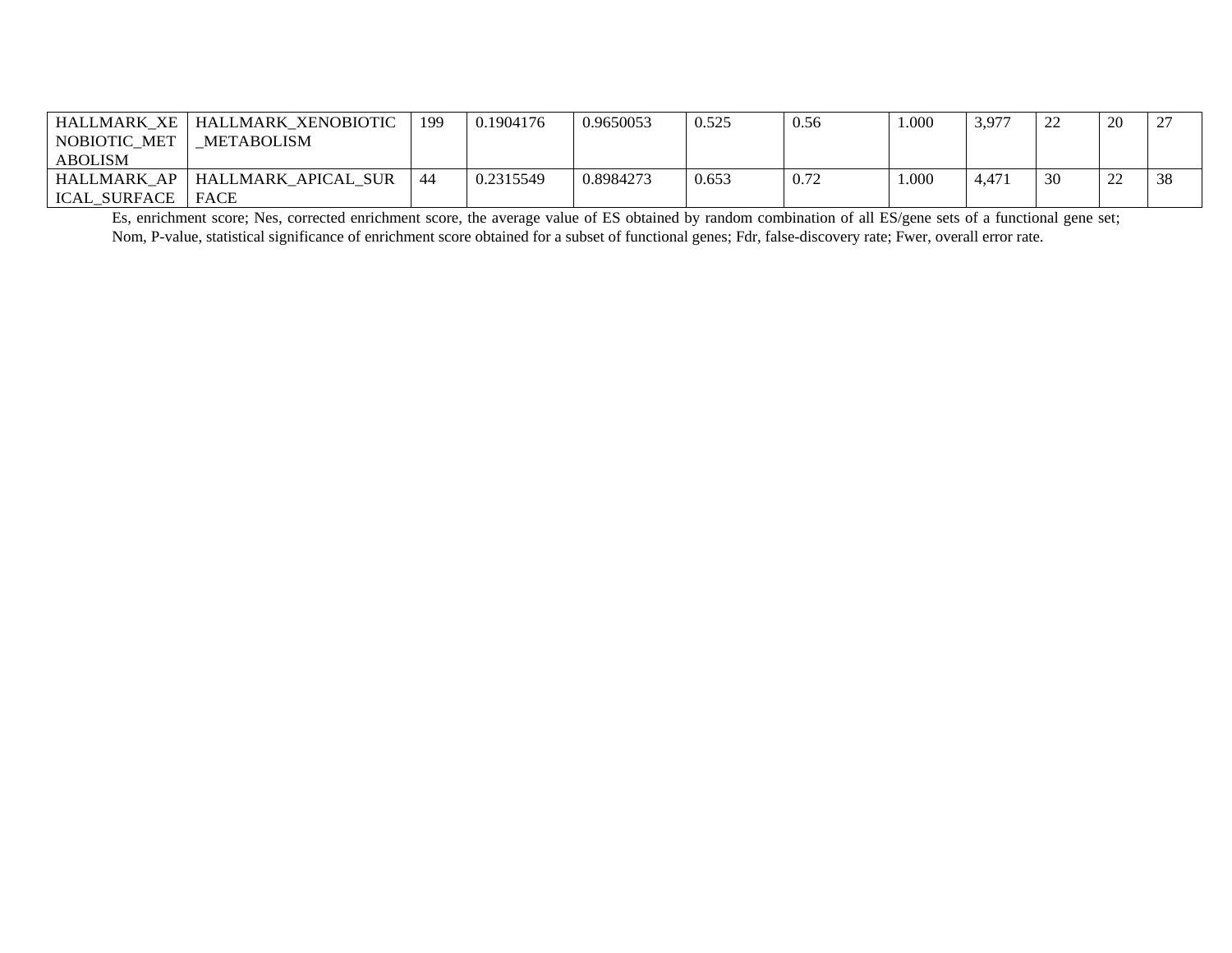| | | | | | | | | | | | |
|---|---|---|---|---|---|---|---|---|---|---|---|
| HALLMARK_XENOBIOTIC_METABOLISM | HALLMARK_XENOBIOTIC_METABOLISM | 199 | 0.1904176 | 0.9650053 | 0.525 | 0.56 | 1.000 | 3,977 | 22 | 20 | 27 |
| HALLMARK_APICAL_SURFACE | HALLMARK_APICAL_SURFACE | 44 | 0.2315549 | 0.8984273 | 0.653 | 0.72 | 1.000 | 4,471 | 30 | 22 | 38 |

Es, enrichment score; Nes, corrected enrichment score, the average value of ES obtained by random combination of all ES/gene sets of a functional gene set; Nom, P-value, statistical significance of enrichment score obtained for a subset of functional genes; Fdr, false-discovery rate; Fwer, overall error rate.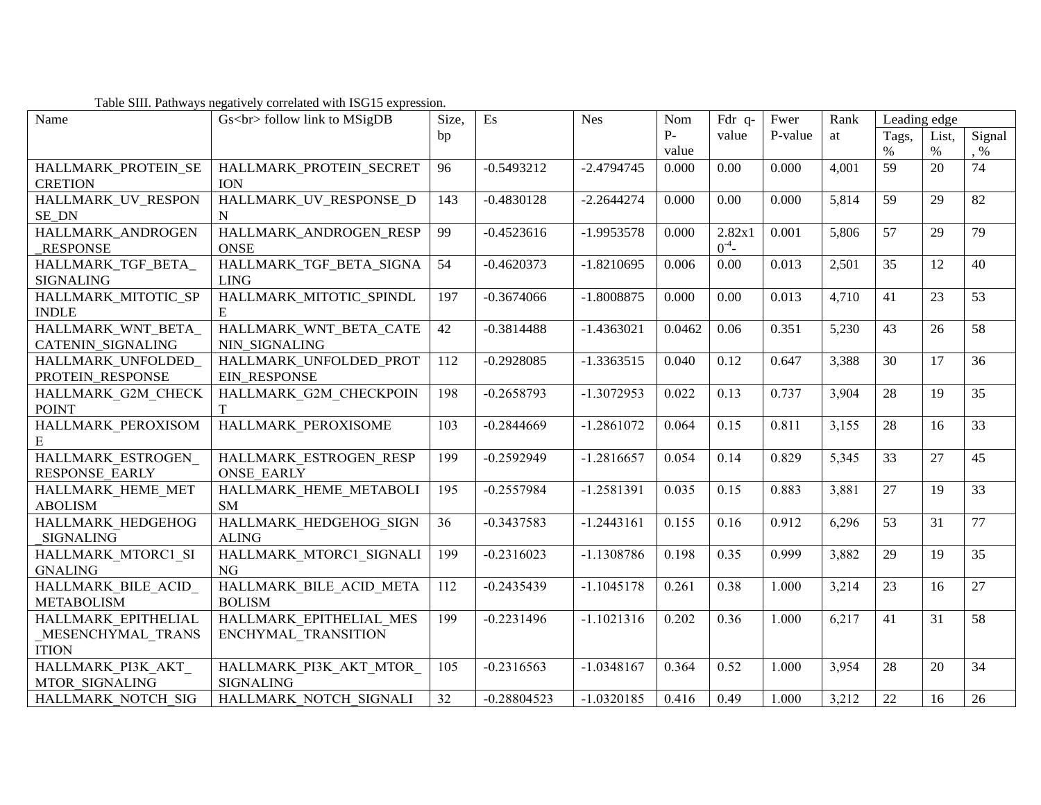Table SIII. Pathways negatively correlated with ISG15 expression.

| Name | Gs<br> follow link to MSigDB | Size, bp | Es | Nes | Nom P-value | Fdr q-value | Fwer P-value | Rank at | Leading edge | | |
|---|---|---|---|---|---|---|---|---|---|---|---|
| | | | | | | | | | Tags, % | List, % | Signal, % |
| HALLMARK_PROTEIN_SECRETION | HALLMARK_PROTEIN_SECRETION | 96 | -0.5493212 | -2.4794745 | 0.000 | 0.00 | 0.000 | 4,001 | 59 | 20 | 74 |
| HALLMARK_UV_RESPONSE_DN | HALLMARK_UV_RESPONSE_DN | 143 | -0.4830128 | -2.2644274 | 0.000 | 0.00 | 0.000 | 5,814 | 59 | 29 | 82 |
| HALLMARK_ANDROGEN_RESPONSE | HALLMARK_ANDROGEN_RESPONSE | 99 | -0.4523616 | -1.9953578 | 0.000 | $2.82x10^{-4}$- | 0.001 | 5,806 | 57 | 29 | 79 |
| HALLMARK_TGF_BETA_SIGNALING | HALLMARK_TGF_BETA_SIGNALING | 54 | -0.4620373 | -1.8210695 | 0.006 | 0.00 | 0.013 | 2,501 | 35 | 12 | 40 |
| HALLMARK_MITOTIC_SPINDLE | HALLMARK_MITOTIC_SPINDLE | 197 | -0.3674066 | -1.8008875 | 0.000 | 0.00 | 0.013 | 4,710 | 41 | 23 | 53 |
| HALLMARK_WNT_BETA_CATENIN_SIGNALING | HALLMARK_WNT_BETA_CATENIN_SIGNALING | 42 | -0.3814488 | -1.4363021 | 0.0462 | 0.06 | 0.351 | 5,230 | 43 | 26 | 58 |
| HALLMARK_UNFOLDED_PROTEIN_RESPONSE | HALLMARK_UNFOLDED_PROTEIN_RESPONSE | 112 | -0.2928085 | -1.3363515 | 0.040 | 0.12 | 0.647 | 3,388 | 30 | 17 | 36 |
| HALLMARK_G2M_CHECKPOINT | HALLMARK_G2M_CHECKPOINT | 198 | -0.2658793 | -1.3072953 | 0.022 | 0.13 | 0.737 | 3,904 | 28 | 19 | 35 |
| HALLMARK_PEROXISOME | HALLMARK_PEROXISOME | 103 | -0.2844669 | -1.2861072 | 0.064 | 0.15 | 0.811 | 3,155 | 28 | 16 | 33 |
| HALLMARK_ESTROGEN_RESPONSE_EARLY | HALLMARK_ESTROGEN_RESPONSE_EARLY | 199 | -0.2592949 | -1.2816657 | 0.054 | 0.14 | 0.829 | 5,345 | 33 | 27 | 45 |
| HALLMARK_HEME_METABOLISM | HALLMARK_HEME_METABOLISM | 195 | -0.2557984 | -1.2581391 | 0.035 | 0.15 | 0.883 | 3,881 | 27 | 19 | 33 |
| HALLMARK_HEDGEHOG_SIGNALING | HALLMARK_HEDGEHOG_SIGNALING | 36 | -0.3437583 | -1.2443161 | 0.155 | 0.16 | 0.912 | 6,296 | 53 | 31 | 77 |
| HALLMARK_MTORC1_SIGNALING | HALLMARK_MTORC1_SIGNALING | 199 | -0.2316023 | -1.1308786 | 0.198 | 0.35 | 0.999 | 3,882 | 29 | 19 | 35 |
| HALLMARK_BILE_ACID_METABOLISM | HALLMARK_BILE_ACID_METABOLISM | 112 | -0.2435439 | -1.1045178 | 0.261 | 0.38 | 1.000 | 3,214 | 23 | 16 | 27 |
| HALLMARK_EPITHELIAL_MESENCHYMAL_TRANSITION | HALLMARK_EPITHELIAL_MESENCHYMAL_TRANSITION | 199 | -0.2231496 | -1.1021316 | 0.202 | 0.36 | 1.000 | 6,217 | 41 | 31 | 58 |
| HALLMARK_PI3K_AKT_MTOR_SIGNALING | HALLMARK_PI3K_AKT_MTOR_SIGNALING | 105 | -0.2316563 | -1.0348167 | 0.364 | 0.52 | 1.000 | 3,954 | 28 | 20 | 34 |
| HALLMARK_NOTCH_SIG | HALLMARK_NOTCH_SIGNALI | 32 | -0.28804523 | -1.0320185 | 0.416 | 0.49 | 1.000 | 3,212 | 22 | 16 | 26 |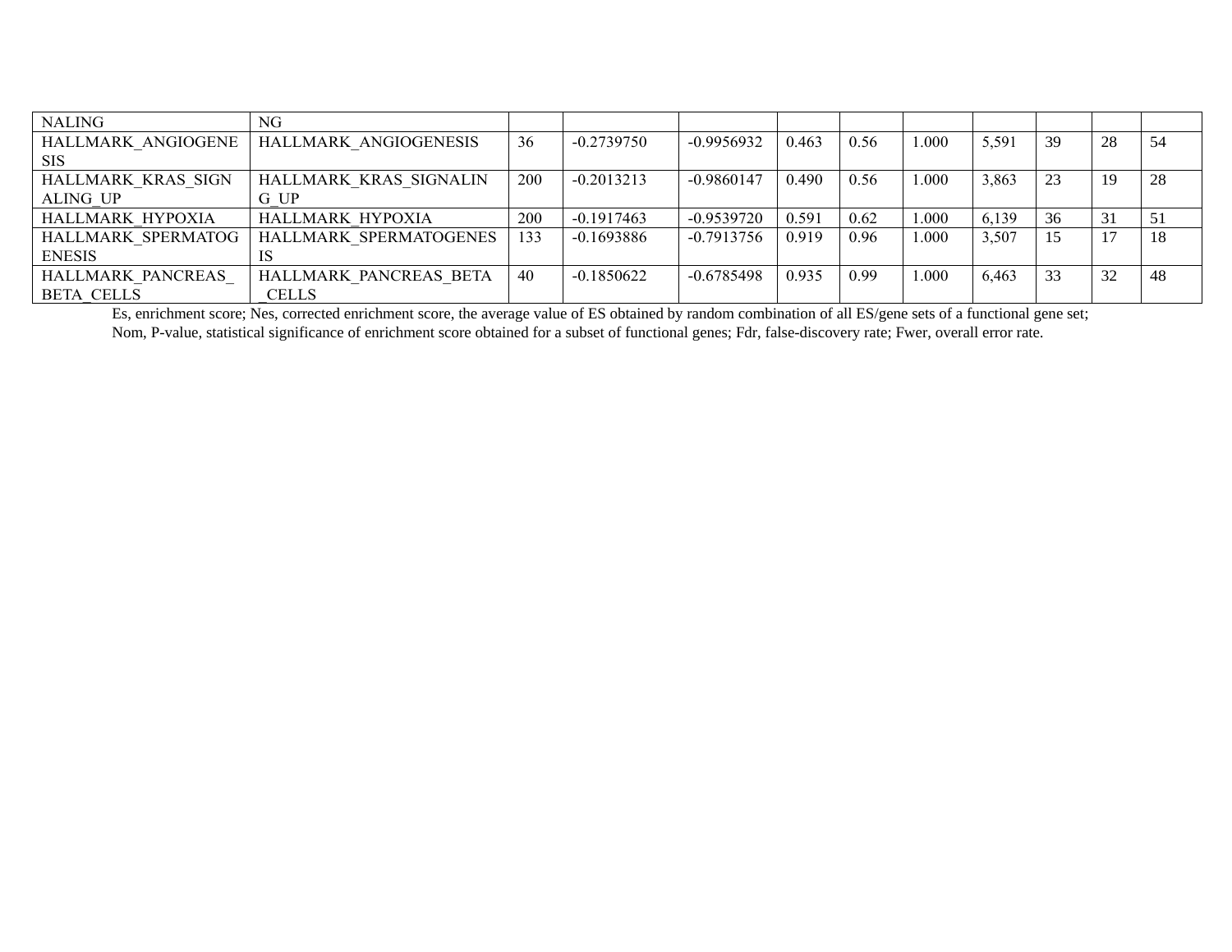| | | | | | | | | | | | |
|---|---|---|---|---|---|---|---|---|---|---|---|
| NALING | NG | | | | | | | | | | |
| HALLMARK_ANGIOGENESIS | HALLMARK_ANGIOGENESIS | 36 | -0.2739750 | -0.9956932 | 0.463 | 0.56 | 1.000 | 5,591 | 39 | 28 | 54 |
| HALLMARK_KRAS_SIGNALING_UP | HALLMARK_KRAS_SIGNALING_UP | 200 | -0.2013213 | -0.9860147 | 0.490 | 0.56 | 1.000 | 3,863 | 23 | 19 | 28 |
| HALLMARK_HYPOXIA | HALLMARK_HYPOXIA | 200 | -0.1917463 | -0.9539720 | 0.591 | 0.62 | 1.000 | 6,139 | 36 | 31 | 51 |
| HALLMARK_SPERMATOGENESIS | HALLMARK_SPERMATOGENESIS | 133 | -0.1693886 | -0.7913756 | 0.919 | 0.96 | 1.000 | 3,507 | 15 | 17 | 18 |
| HALLMARK_PANCREAS_BETA_CELLS | HALLMARK_PANCREAS_BETA_CELLS | 40 | -0.1850622 | -0.6785498 | 0.935 | 0.99 | 1.000 | 6,463 | 33 | 32 | 48 |

Es, enrichment score; Nes, corrected enrichment score, the average value of ES obtained by random combination of all ES/gene sets of a functional gene set; Nom, P-value, statistical significance of enrichment score obtained for a subset of functional genes; Fdr, false-discovery rate; Fwer, overall error rate.